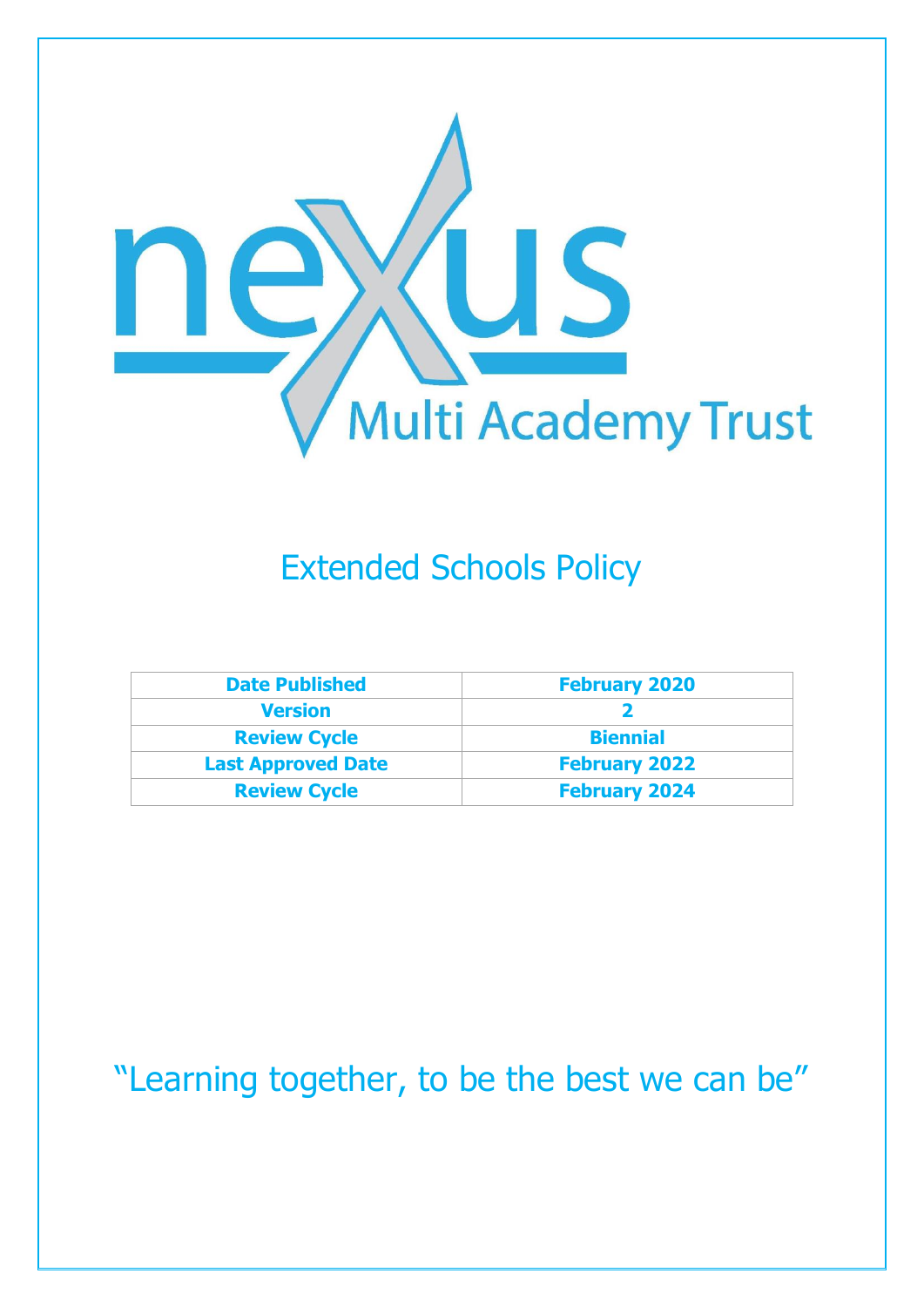nexus Multi Academy Trust

# Extended Schools Policy

| Date Published | February 2020 |
|---|---|
| Version | 2 |
| Review Cycle | Biennial |
| Last Approved Date | February 2022 |
| Review Cycle | February 2024 |

"Learning together, to be the best we can be"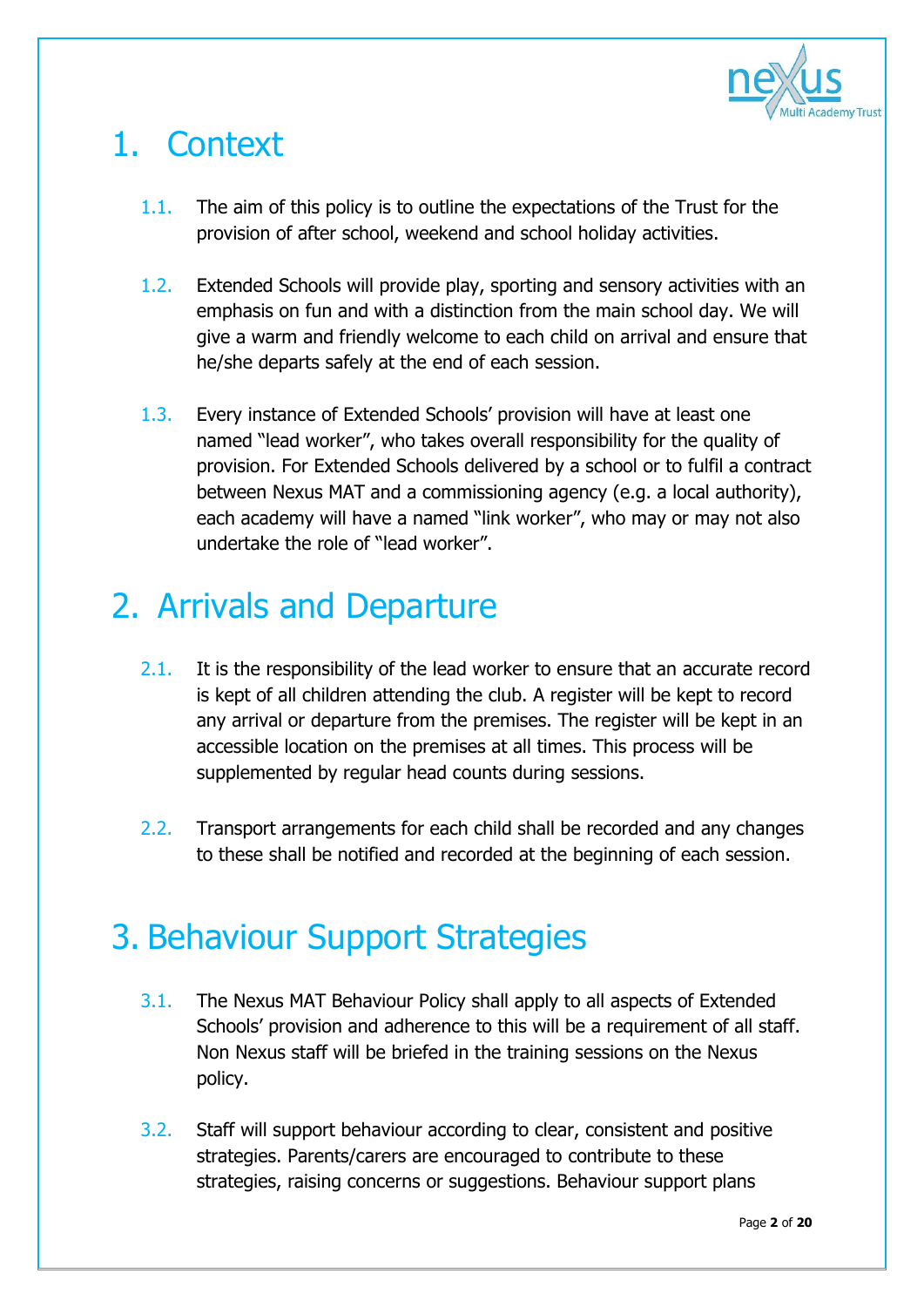# 1. Context

1.1. The aim of this policy is to outline the expectations of the Trust for the provision of after school, weekend and school holiday activities.

1.2. Extended Schools will provide play, sporting and sensory activities with an emphasis on fun and with a distinction from the main school day. We will give a warm and friendly welcome to each child on arrival and ensure that he/she departs safely at the end of each session.

1.3. Every instance of Extended Schools' provision will have at least one named "lead worker", who takes overall responsibility for the quality of provision. For Extended Schools delivered by a school or to fulfil a contract between Nexus MAT and a commissioning agency (e.g. a local authority), each academy will have a named "link worker", who may or may not also undertake the role of "lead worker".

# 2. Arrivals and Departure

2.1. It is the responsibility of the lead worker to ensure that an accurate record is kept of all children attending the club. A register will be kept to record any arrival or departure from the premises. The register will be kept in an accessible location on the premises at all times. This process will be supplemented by regular head counts during sessions.

2.2. Transport arrangements for each child shall be recorded and any changes to these shall be notified and recorded at the beginning of each session.

# 3. Behaviour Support Strategies

3.1. The Nexus MAT Behaviour Policy shall apply to all aspects of Extended Schools' provision and adherence to this will be a requirement of all staff. Non Nexus staff will be briefed in the training sessions on the Nexus policy.

3.2. Staff will support behaviour according to clear, consistent and positive strategies. Parents/carers are encouraged to contribute to these strategies, raising concerns or suggestions. Behaviour support plans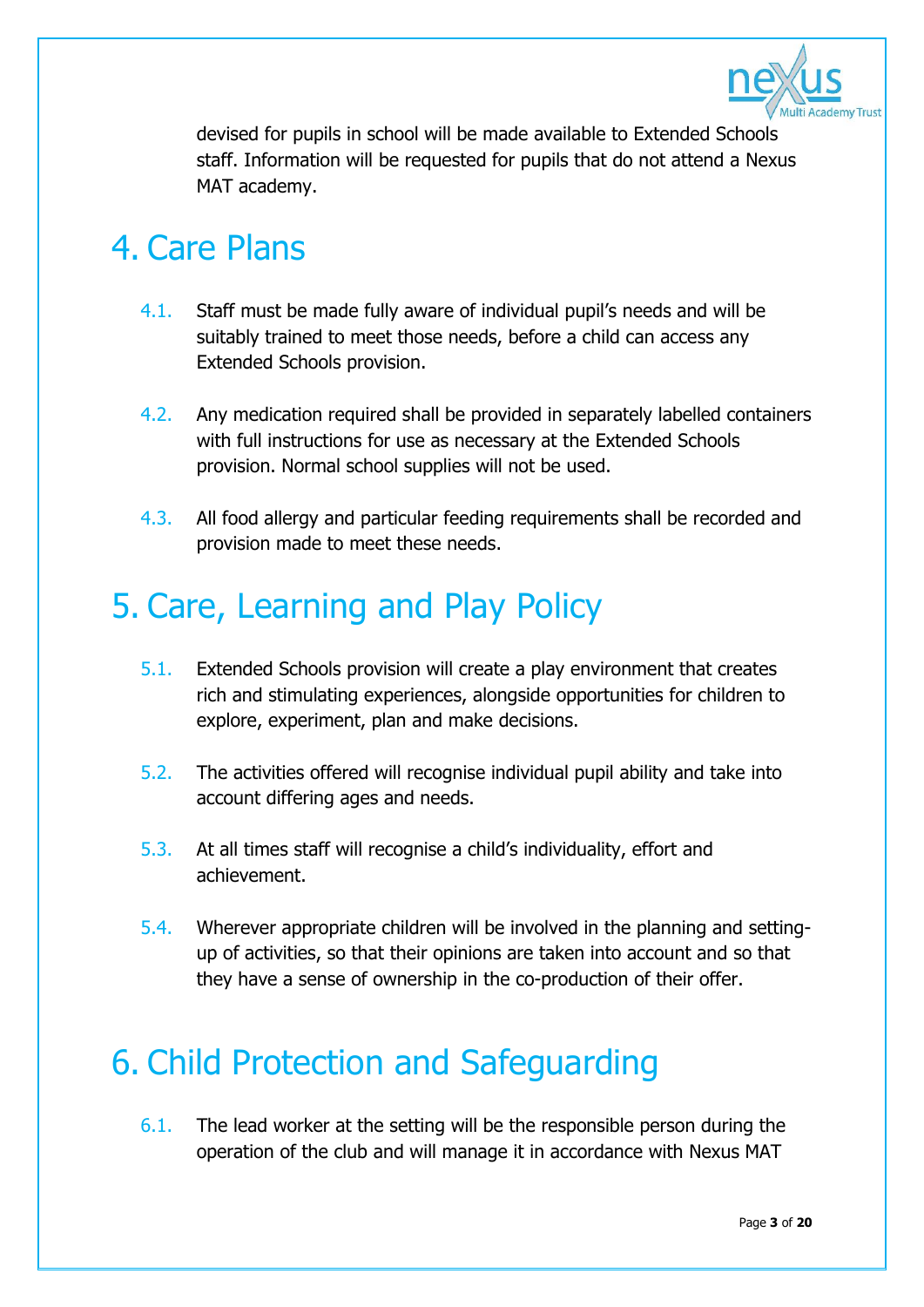devised for pupils in school will be made available to Extended Schools staff. Information will be requested for pupils that do not attend a Nexus MAT academy.

# 4. Care Plans

4.1. Staff must be made fully aware of individual pupil's needs and will be suitably trained to meet those needs, before a child can access any Extended Schools provision.

4.2. Any medication required shall be provided in separately labelled containers with full instructions for use as necessary at the Extended Schools provision. Normal school supplies will not be used.

4.3. All food allergy and particular feeding requirements shall be recorded and provision made to meet these needs.

# 5. Care, Learning and Play Policy

5.1. Extended Schools provision will create a play environment that creates rich and stimulating experiences, alongside opportunities for children to explore, experiment, plan and make decisions.

5.2. The activities offered will recognise individual pupil ability and take into account differing ages and needs.

5.3. At all times staff will recognise a child's individuality, effort and achievement.

5.4. Wherever appropriate children will be involved in the planning and setting-up of activities, so that their opinions are taken into account and so that they have a sense of ownership in the co-production of their offer.

# 6. Child Protection and Safeguarding

6.1. The lead worker at the setting will be the responsible person during the operation of the club and will manage it in accordance with Nexus MAT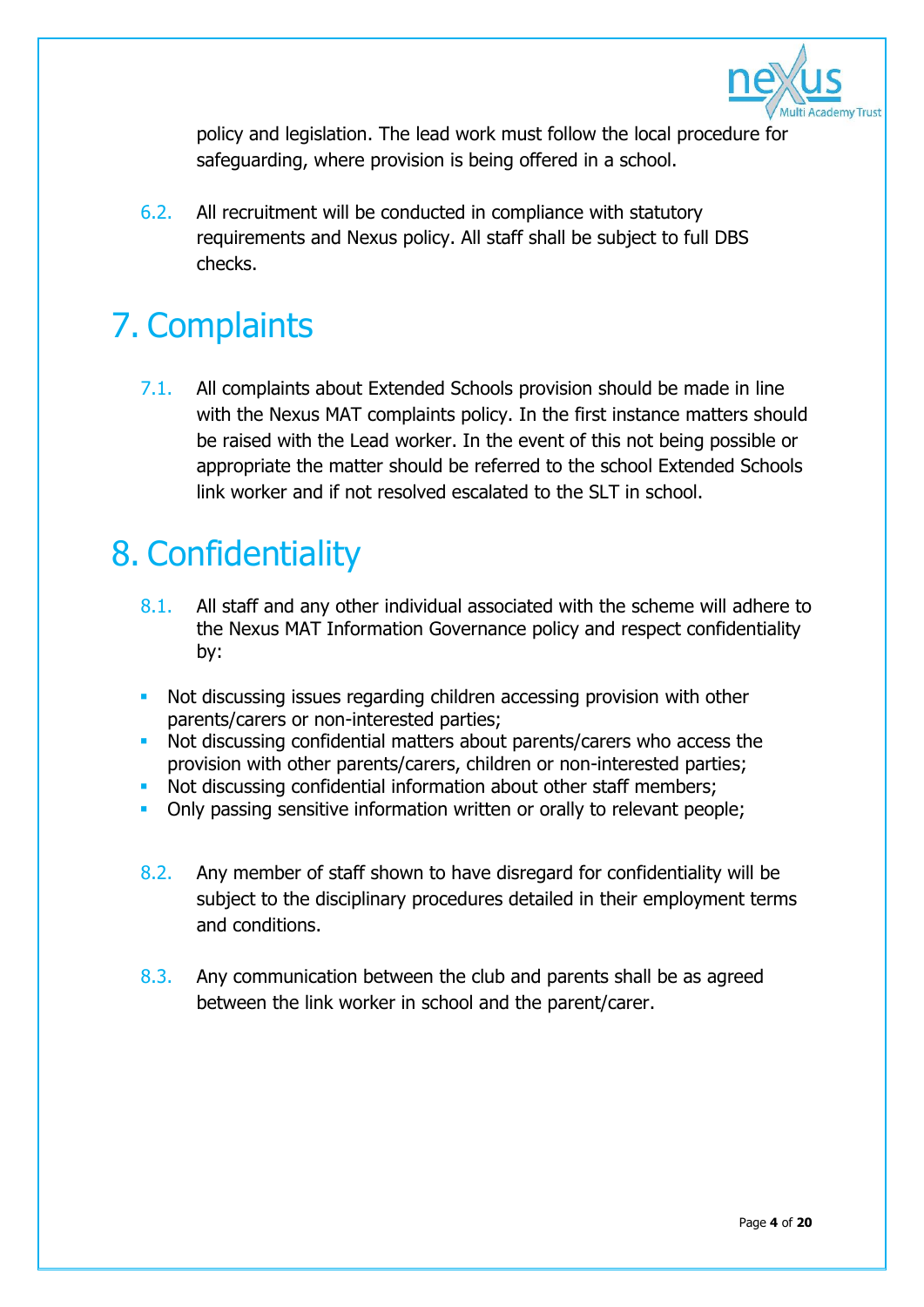policy and legislation. The lead work must follow the local procedure for safeguarding, where provision is being offered in a school.

6.2. All recruitment will be conducted in compliance with statutory requirements and Nexus policy. All staff shall be subject to full DBS checks.

# 7. Complaints

7.1. All complaints about Extended Schools provision should be made in line with the Nexus MAT complaints policy. In the first instance matters should be raised with the Lead worker. In the event of this not being possible or appropriate the matter should be referred to the school Extended Schools link worker and if not resolved escalated to the SLT in school.

# 8. Confidentiality

8.1. All staff and any other individual associated with the scheme will adhere to the Nexus MAT Information Governance policy and respect confidentiality by:

- Not discussing issues regarding children accessing provision with other parents/carers or non-interested parties;
- Not discussing confidential matters about parents/carers who access the provision with other parents/carers, children or non-interested parties;
- Not discussing confidential information about other staff members;
- Only passing sensitive information written or orally to relevant people;

8.2. Any member of staff shown to have disregard for confidentiality will be subject to the disciplinary procedures detailed in their employment terms and conditions.

8.3. Any communication between the club and parents shall be as agreed between the link worker in school and the parent/carer.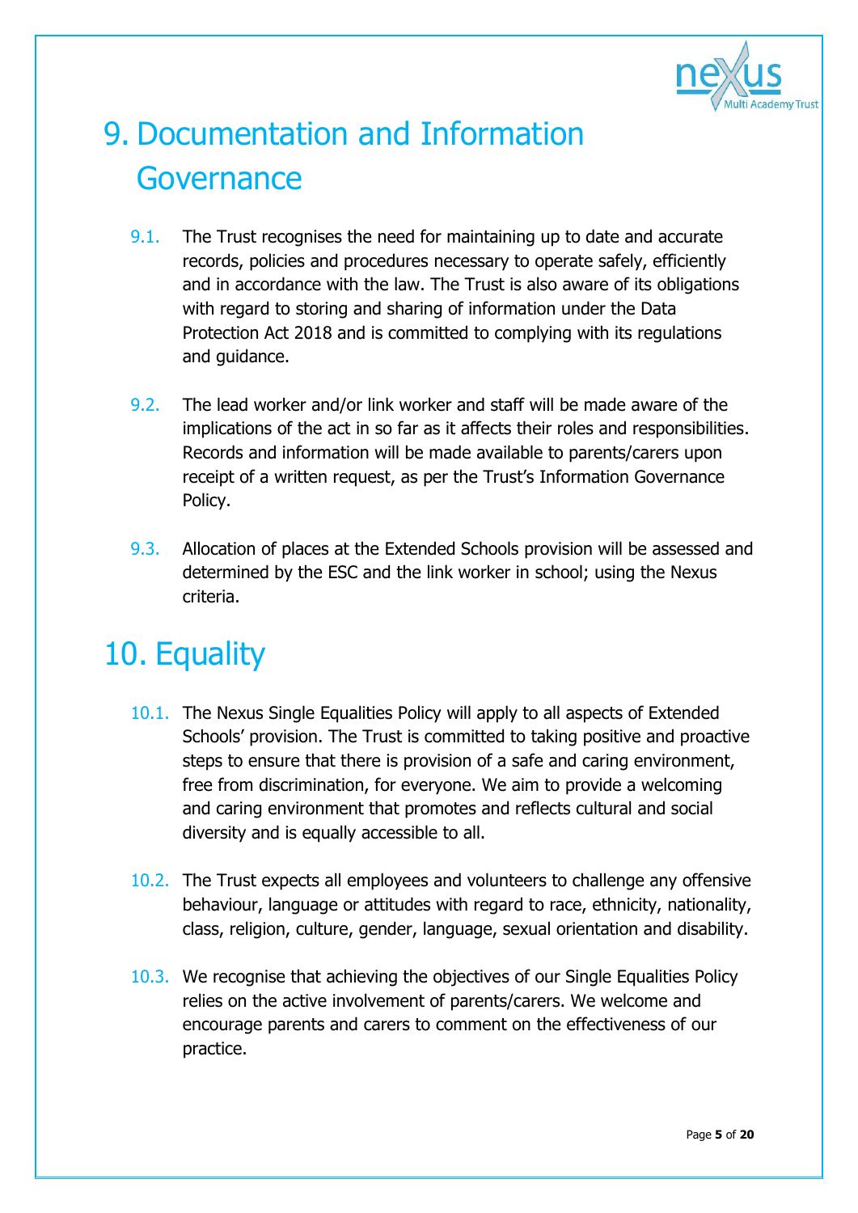# 9. Documentation and Information Governance

9.1. The Trust recognises the need for maintaining up to date and accurate records, policies and procedures necessary to operate safely, efficiently and in accordance with the law. The Trust is also aware of its obligations with regard to storing and sharing of information under the Data Protection Act 2018 and is committed to complying with its regulations and guidance.

9.2. The lead worker and/or link worker and staff will be made aware of the implications of the act in so far as it affects their roles and responsibilities. Records and information will be made available to parents/carers upon receipt of a written request, as per the Trust's Information Governance Policy.

9.3. Allocation of places at the Extended Schools provision will be assessed and determined by the ESC and the link worker in school; using the Nexus criteria.

# 10. Equality

10.1. The Nexus Single Equalities Policy will apply to all aspects of Extended Schools' provision. The Trust is committed to taking positive and proactive steps to ensure that there is provision of a safe and caring environment, free from discrimination, for everyone. We aim to provide a welcoming and caring environment that promotes and reflects cultural and social diversity and is equally accessible to all.

10.2. The Trust expects all employees and volunteers to challenge any offensive behaviour, language or attitudes with regard to race, ethnicity, nationality, class, religion, culture, gender, language, sexual orientation and disability.

10.3. We recognise that achieving the objectives of our Single Equalities Policy relies on the active involvement of parents/carers. We welcome and encourage parents and carers to comment on the effectiveness of our practice.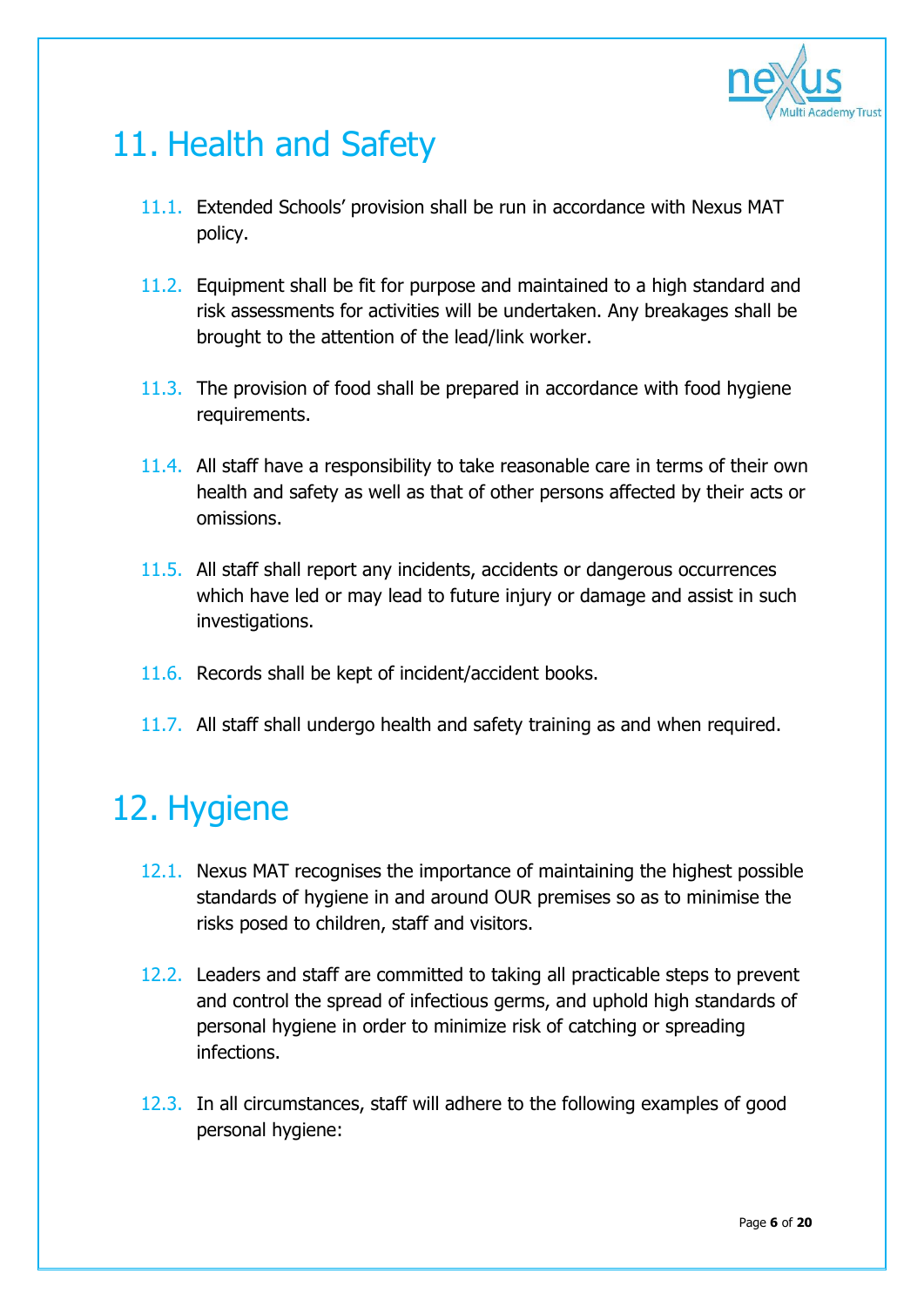# 11. Health and Safety

11.1. Extended Schools' provision shall be run in accordance with Nexus MAT policy.

11.2. Equipment shall be fit for purpose and maintained to a high standard and risk assessments for activities will be undertaken. Any breakages shall be brought to the attention of the lead/link worker.

11.3. The provision of food shall be prepared in accordance with food hygiene requirements.

11.4. All staff have a responsibility to take reasonable care in terms of their own health and safety as well as that of other persons affected by their acts or omissions.

11.5. All staff shall report any incidents, accidents or dangerous occurrences which have led or may lead to future injury or damage and assist in such investigations.

11.6. Records shall be kept of incident/accident books.

11.7. All staff shall undergo health and safety training as and when required.

# 12. Hygiene

12.1. Nexus MAT recognises the importance of maintaining the highest possible standards of hygiene in and around OUR premises so as to minimise the risks posed to children, staff and visitors.

12.2. Leaders and staff are committed to taking all practicable steps to prevent and control the spread of infectious germs, and uphold high standards of personal hygiene in order to minimize risk of catching or spreading infections.

12.3. In all circumstances, staff will adhere to the following examples of good personal hygiene: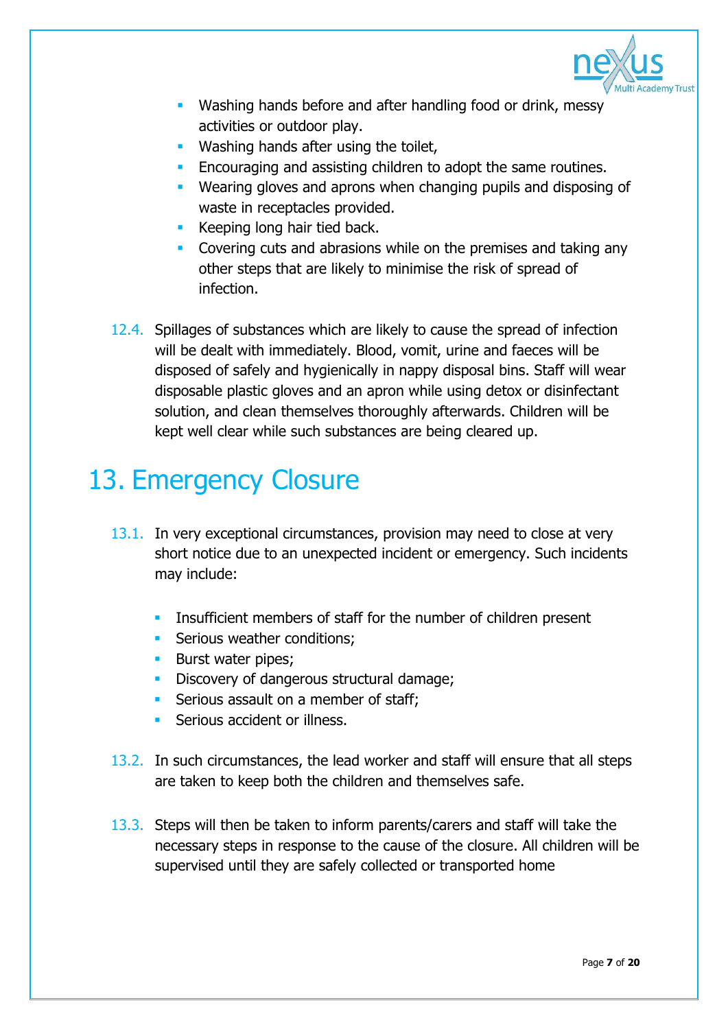- Washing hands before and after handling food or drink, messy activities or outdoor play.
- Washing hands after using the toilet,
- Encouraging and assisting children to adopt the same routines.
- Wearing gloves and aprons when changing pupils and disposing of waste in receptacles provided.
- Keeping long hair tied back.
- Covering cuts and abrasions while on the premises and taking any other steps that are likely to minimise the risk of spread of infection.

12.4. Spillages of substances which are likely to cause the spread of infection will be dealt with immediately. Blood, vomit, urine and faeces will be disposed of safely and hygienically in nappy disposal bins. Staff will wear disposable plastic gloves and an apron while using detox or disinfectant solution, and clean themselves thoroughly afterwards. Children will be kept well clear while such substances are being cleared up.

# 13. Emergency Closure

13.1. In very exceptional circumstances, provision may need to close at very short notice due to an unexpected incident or emergency. Such incidents may include:

- Insufficient members of staff for the number of children present
- Serious weather conditions;
- Burst water pipes;
- Discovery of dangerous structural damage;
- Serious assault on a member of staff;
- Serious accident or illness.

13.2. In such circumstances, the lead worker and staff will ensure that all steps are taken to keep both the children and themselves safe.

13.3. Steps will then be taken to inform parents/carers and staff will take the necessary steps in response to the cause of the closure. All children will be supervised until they are safely collected or transported home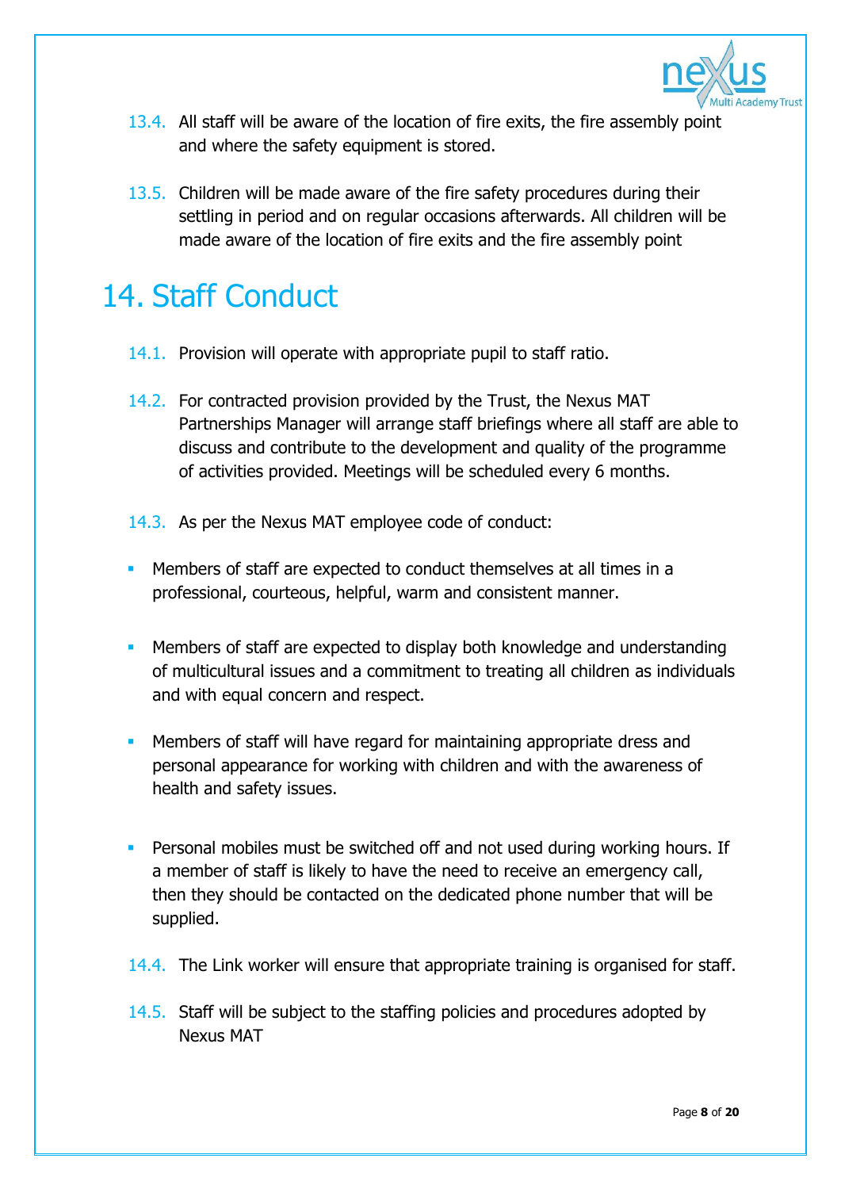13.4. All staff will be aware of the location of fire exits, the fire assembly point and where the safety equipment is stored.

13.5. Children will be made aware of the fire safety procedures during their settling in period and on regular occasions afterwards. All children will be made aware of the location of fire exits and the fire assembly point

# 14. Staff Conduct

14.1. Provision will operate with appropriate pupil to staff ratio.

14.2. For contracted provision provided by the Trust, the Nexus MAT Partnerships Manager will arrange staff briefings where all staff are able to discuss and contribute to the development and quality of the programme of activities provided. Meetings will be scheduled every 6 months.

14.3. As per the Nexus MAT employee code of conduct:

- Members of staff are expected to conduct themselves at all times in a professional, courteous, helpful, warm and consistent manner.
- Members of staff are expected to display both knowledge and understanding of multicultural issues and a commitment to treating all children as individuals and with equal concern and respect.
- Members of staff will have regard for maintaining appropriate dress and personal appearance for working with children and with the awareness of health and safety issues.
- Personal mobiles must be switched off and not used during working hours. If a member of staff is likely to have the need to receive an emergency call, then they should be contacted on the dedicated phone number that will be supplied.

14.4. The Link worker will ensure that appropriate training is organised for staff.

14.5. Staff will be subject to the staffing policies and procedures adopted by Nexus MAT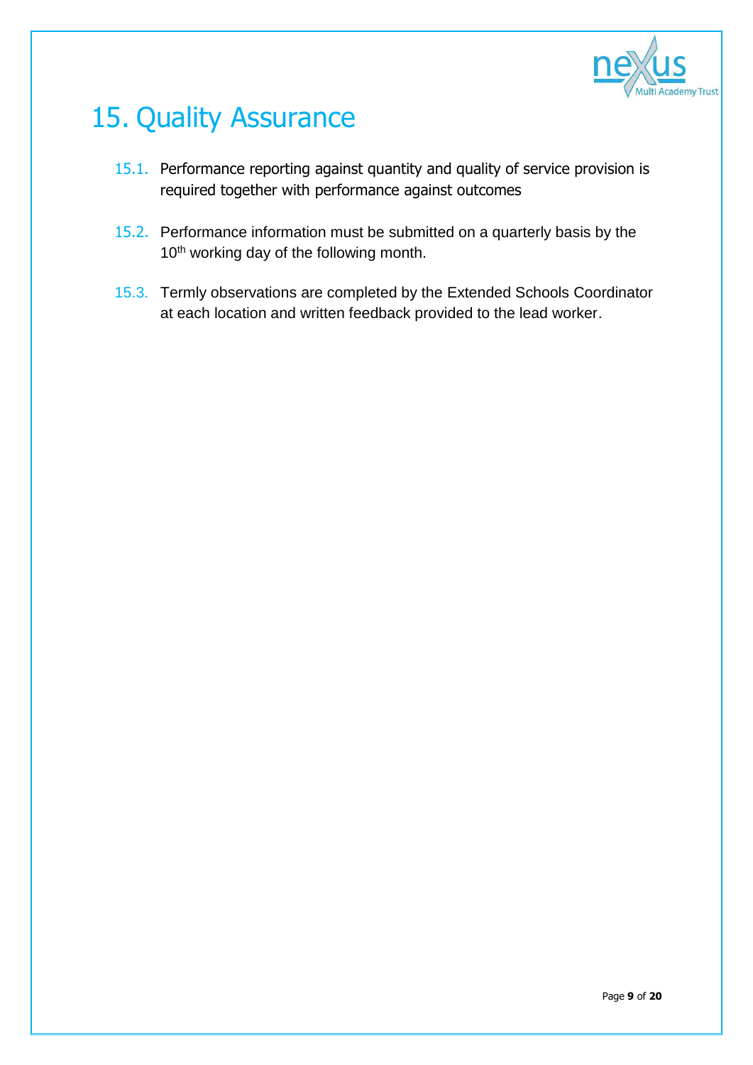# 15. Quality Assurance

15.1. Performance reporting against quantity and quality of service provision is required together with performance against outcomes

15.2. Performance information must be submitted on a quarterly basis by the 10th working day of the following month.

15.3. Termly observations are completed by the Extended Schools Coordinator at each location and written feedback provided to the lead worker.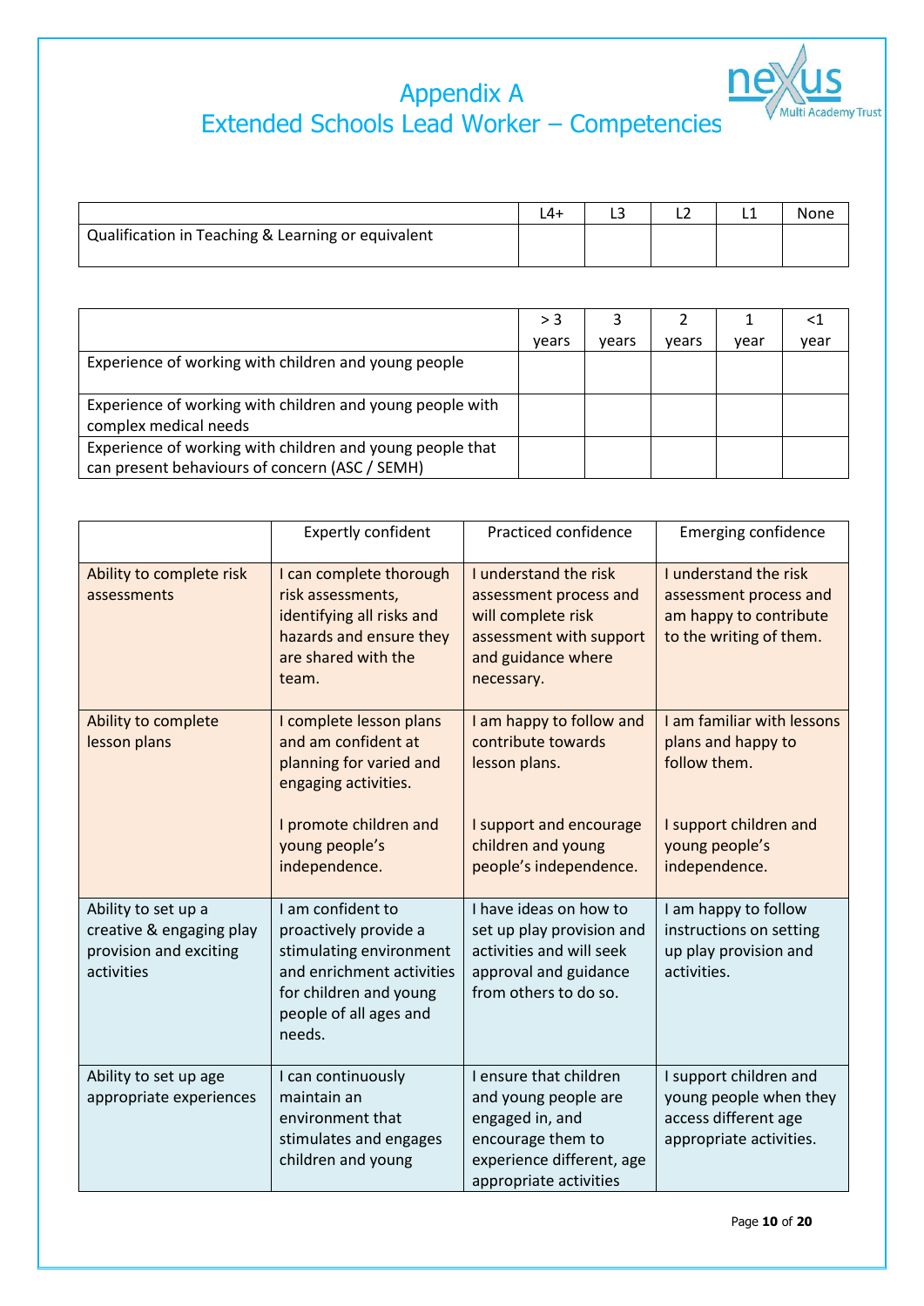# Appendix A
# Extended Schools Lead Worker – Competencies

| | L4+ | L3 | L2 | L1 | None |
|---|---|---|---|---|---|
| Qualification in Teaching & Learning or equivalent | | | | | |

| | > 3 years | 3 years | 2 years | 1 year | <1 year |
|---|---|---|---|---|---|
| Experience of working with children and young people | | | | | |
| Experience of working with children and young people with complex medical needs | | | | | |
| Experience of working with children and young people that can present behaviours of concern (ASC / SEMH) | | | | | |

| | Expertly confident | Practiced confidence | Emerging confidence |
|---|---|---|---|
| Ability to complete risk assessments | I can complete thorough risk assessments, identifying all risks and hazards and ensure they are shared with the team. | I understand the risk assessment process and will complete risk assessment with support and guidance where necessary. | I understand the risk assessment process and am happy to contribute to the writing of them. |
| Ability to complete lesson plans | I complete lesson plans and am confident at planning for varied and engaging activities.<br><br>I promote children and young people's independence. | I am happy to follow and contribute towards lesson plans.<br><br>I support and encourage children and young people's independence. | I am familiar with lessons plans and happy to follow them.<br><br>I support children and young people's independence. |
| Ability to set up a creative & engaging play provision and exciting activities | I am confident to proactively provide a stimulating environment and enrichment activities for children and young people of all ages and needs. | I have ideas on how to set up play provision and activities and will seek approval and guidance from others to do so. | I am happy to follow instructions on setting up play provision and activities. |
| Ability to set up age appropriate experiences | I can continuously maintain an environment that stimulates and engages children and young | I ensure that children and young people are engaged in, and encourage them to experience different, age appropriate activities | I support children and young people when they access different age appropriate activities. |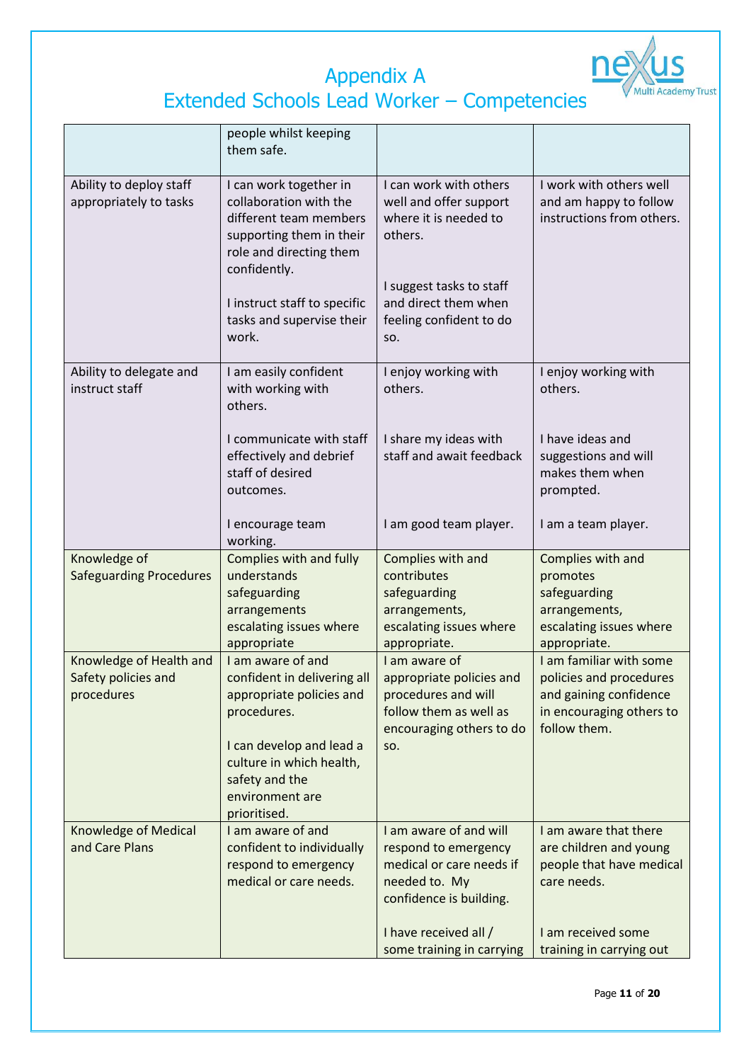# Appendix A
# Extended Schools Lead Worker – Competencies

| | | | |
|---|---|---|---|
| | people whilst keeping them safe. | | |
| Ability to deploy staff appropriately to tasks | I can work together in collaboration with the different team members supporting them in their role and directing them confidently.<br><br>I instruct staff to specific tasks and supervise their work. | I can work with others well and offer support where it is needed to others.<br><br>I suggest tasks to staff and direct them when feeling confident to do so. | I work with others well and am happy to follow instructions from others. |
| Ability to delegate and instruct staff | I am easily confident with working with others.<br><br>I communicate with staff effectively and debrief staff of desired outcomes.<br><br>I encourage team working. | I enjoy working with others.<br><br>I share my ideas with staff and await feedback<br><br>I am good team player. | I enjoy working with others.<br><br>I have ideas and suggestions and will makes them when prompted.<br><br>I am a team player. |
| Knowledge of Safeguarding Procedures | Complies with and fully understands safeguarding arrangements escalating issues where appropriate | Complies with and contributes safeguarding arrangements, escalating issues where appropriate. | Complies with and promotes safeguarding arrangements, escalating issues where appropriate. |
| Knowledge of Health and Safety policies and procedures | I am aware of and confident in delivering all appropriate policies and procedures.<br><br>I can develop and lead a culture in which health, safety and the environment are prioritised. | I am aware of appropriate policies and procedures and will follow them as well as encouraging others to do so. | I am familiar with some policies and procedures and gaining confidence in encouraging others to follow them. |
| Knowledge of Medical and Care Plans | I am aware of and confident to individually respond to emergency medical or care needs. | I am aware of and will respond to emergency medical or care needs if needed to. My confidence is building.<br><br>I have received all / some training in carrying | I am aware that there are children and young people that have medical care needs.<br><br>I am received some training in carrying out |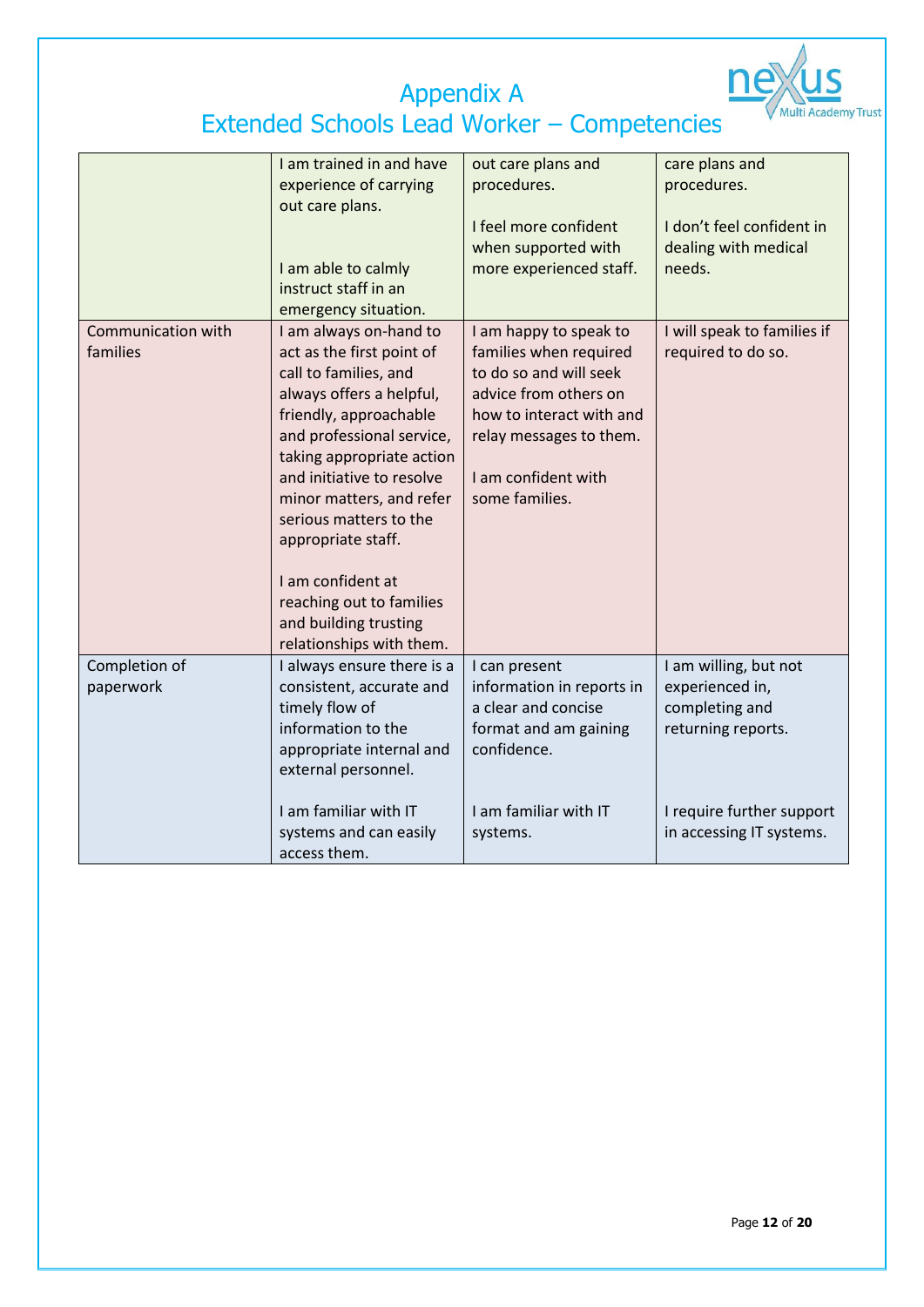# Appendix A
# Extended Schools Lead Worker – Competencies

| | | | |
|---|---|---|---|
| | I am trained in and have experience of carrying out care plans.<br><br>I am able to calmly instruct staff in an emergency situation. | out care plans and procedures.<br><br>I feel more confident when supported with more experienced staff. | care plans and procedures.<br><br>I don't feel confident in dealing with medical needs. |
| Communication with families | I am always on-hand to act as the first point of call to families, and always offers a helpful, friendly, approachable and professional service, taking appropriate action and initiative to resolve minor matters, and refer serious matters to the appropriate staff.<br><br>I am confident at reaching out to families and building trusting relationships with them. | I am happy to speak to families when required to do so and will seek advice from others on how to interact with and relay messages to them.<br><br>I am confident with some families. | I will speak to families if required to do so. |
| Completion of paperwork | I always ensure there is a consistent, accurate and timely flow of information to the appropriate internal and external personnel.<br><br>I am familiar with IT systems and can easily access them. | I can present information in reports in a clear and concise format and am gaining confidence.<br><br>I am familiar with IT systems. | I am willing, but not experienced in, completing and returning reports.<br><br>I require further support in accessing IT systems. |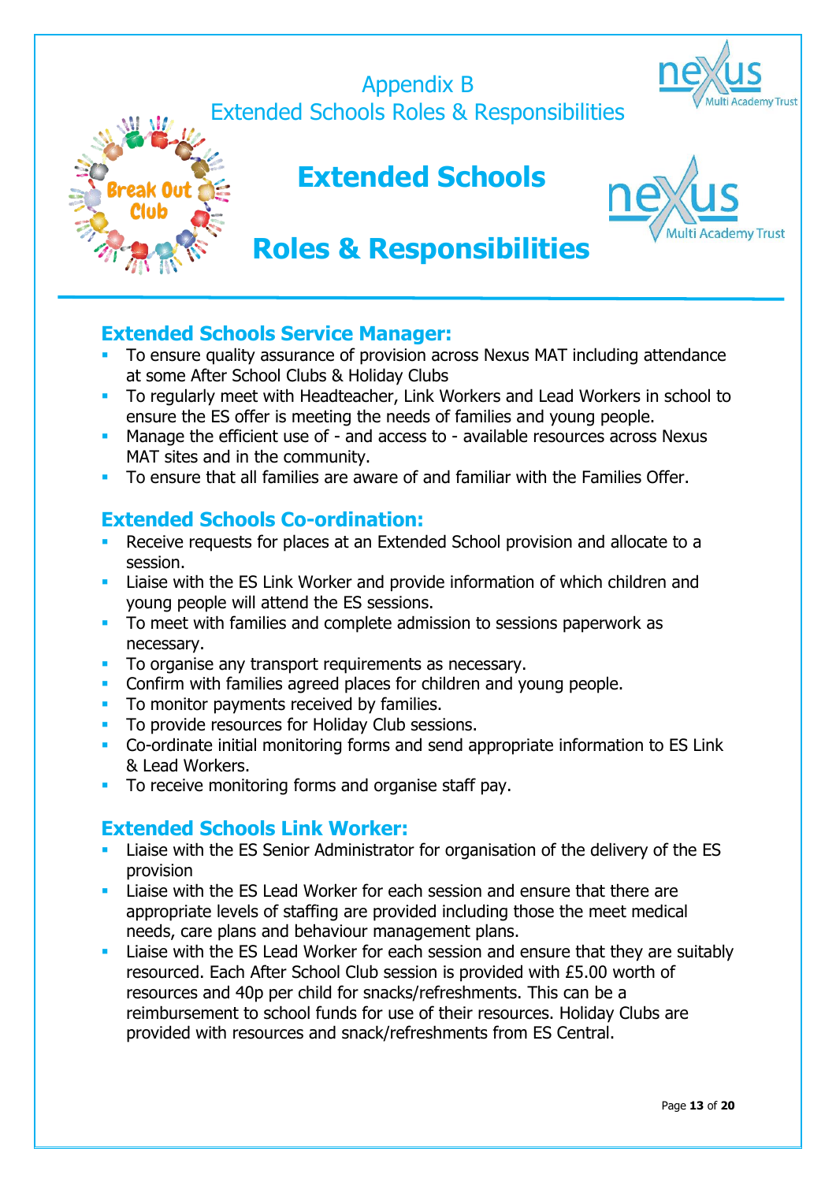# Appendix B
## Extended Schools Roles & Responsibilities

# Extended Schools

# Roles & Responsibilities

### Extended Schools Service Manager:

- To ensure quality assurance of provision across Nexus MAT including attendance at some After School Clubs & Holiday Clubs
- To regularly meet with Headteacher, Link Workers and Lead Workers in school to ensure the ES offer is meeting the needs of families and young people.
- Manage the efficient use of - and access to - available resources across Nexus MAT sites and in the community.
- To ensure that all families are aware of and familiar with the Families Offer.

### Extended Schools Co-ordination:

- Receive requests for places at an Extended School provision and allocate to a session.
- Liaise with the ES Link Worker and provide information of which children and young people will attend the ES sessions.
- To meet with families and complete admission to sessions paperwork as necessary.
- To organise any transport requirements as necessary.
- Confirm with families agreed places for children and young people.
- To monitor payments received by families.
- To provide resources for Holiday Club sessions.
- Co-ordinate initial monitoring forms and send appropriate information to ES Link & Lead Workers.
- To receive monitoring forms and organise staff pay.

### Extended Schools Link Worker:

- Liaise with the ES Senior Administrator for organisation of the delivery of the ES provision
- Liaise with the ES Lead Worker for each session and ensure that there are appropriate levels of staffing are provided including those the meet medical needs, care plans and behaviour management plans.
- Liaise with the ES Lead Worker for each session and ensure that they are suitably resourced. Each After School Club session is provided with £5.00 worth of resources and 40p per child for snacks/refreshments. This can be a reimbursement to school funds for use of their resources. Holiday Clubs are provided with resources and snack/refreshments from ES Central.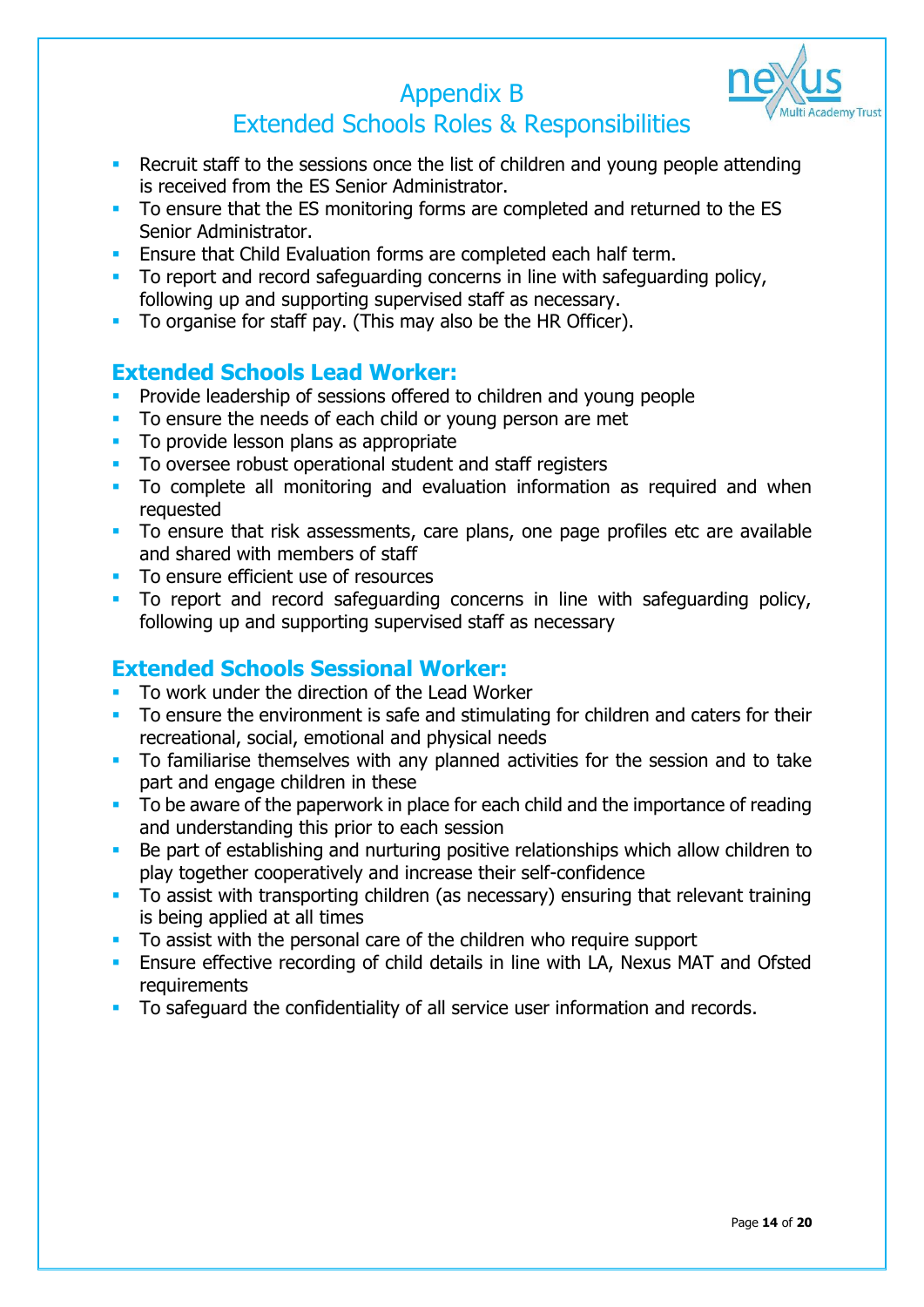# Appendix B
## Extended Schools Roles & Responsibilities

- Recruit staff to the sessions once the list of children and young people attending is received from the ES Senior Administrator.
- To ensure that the ES monitoring forms are completed and returned to the ES Senior Administrator.
- Ensure that Child Evaluation forms are completed each half term.
- To report and record safeguarding concerns in line with safeguarding policy, following up and supporting supervised staff as necessary.
- To organise for staff pay. (This may also be the HR Officer).

### Extended Schools Lead Worker:

- Provide leadership of sessions offered to children and young people
- To ensure the needs of each child or young person are met
- To provide lesson plans as appropriate
- To oversee robust operational student and staff registers
- To complete all monitoring and evaluation information as required and when requested
- To ensure that risk assessments, care plans, one page profiles etc are available and shared with members of staff
- To ensure efficient use of resources
- To report and record safeguarding concerns in line with safeguarding policy, following up and supporting supervised staff as necessary

### Extended Schools Sessional Worker:

- To work under the direction of the Lead Worker
- To ensure the environment is safe and stimulating for children and caters for their recreational, social, emotional and physical needs
- To familiarise themselves with any planned activities for the session and to take part and engage children in these
- To be aware of the paperwork in place for each child and the importance of reading and understanding this prior to each session
- Be part of establishing and nurturing positive relationships which allow children to play together cooperatively and increase their self-confidence
- To assist with transporting children (as necessary) ensuring that relevant training is being applied at all times
- To assist with the personal care of the children who require support
- Ensure effective recording of child details in line with LA, Nexus MAT and Ofsted requirements
- To safeguard the confidentiality of all service user information and records.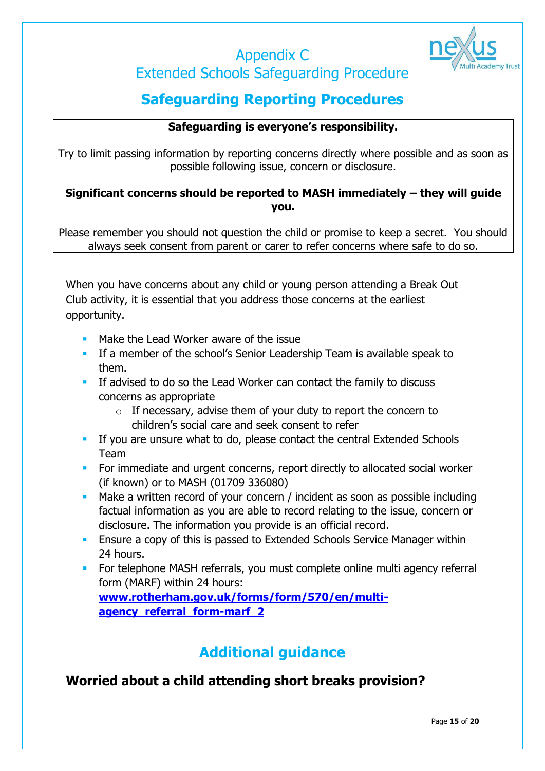# Appendix C
# Extended Schools Safeguarding Procedure

## Safeguarding Reporting Procedures

**Safeguarding is everyone's responsibility.**

Try to limit passing information by reporting concerns directly where possible and as soon as possible following issue, concern or disclosure.

**Significant concerns should be reported to MASH immediately – they will guide you.**

Please remember you should not question the child or promise to keep a secret. You should always seek consent from parent or carer to refer concerns where safe to do so.

When you have concerns about any child or young person attending a Break Out Club activity, it is essential that you address those concerns at the earliest opportunity.

- Make the Lead Worker aware of the issue
- If a member of the school's Senior Leadership Team is available speak to them.
- If advised to do so the Lead Worker can contact the family to discuss concerns as appropriate
    - If necessary, advise them of your duty to report the concern to children's social care and seek consent to refer
- If you are unsure what to do, please contact the central Extended Schools Team
- For immediate and urgent concerns, report directly to allocated social worker (if known) or to MASH (01709 336080)
- Make a written record of your concern / incident as soon as possible including factual information as you are able to record relating to the issue, concern or disclosure. The information you provide is an official record.
- Ensure a copy of this is passed to Extended Schools Service Manager within 24 hours.
- For telephone MASH referrals, you must complete online multi agency referral form (MARF) within 24 hours: **www.rotherham.gov.uk/forms/form/570/en/multi-agency_referral_form-marf_2**

## Additional guidance

### Worried about a child attending short breaks provision?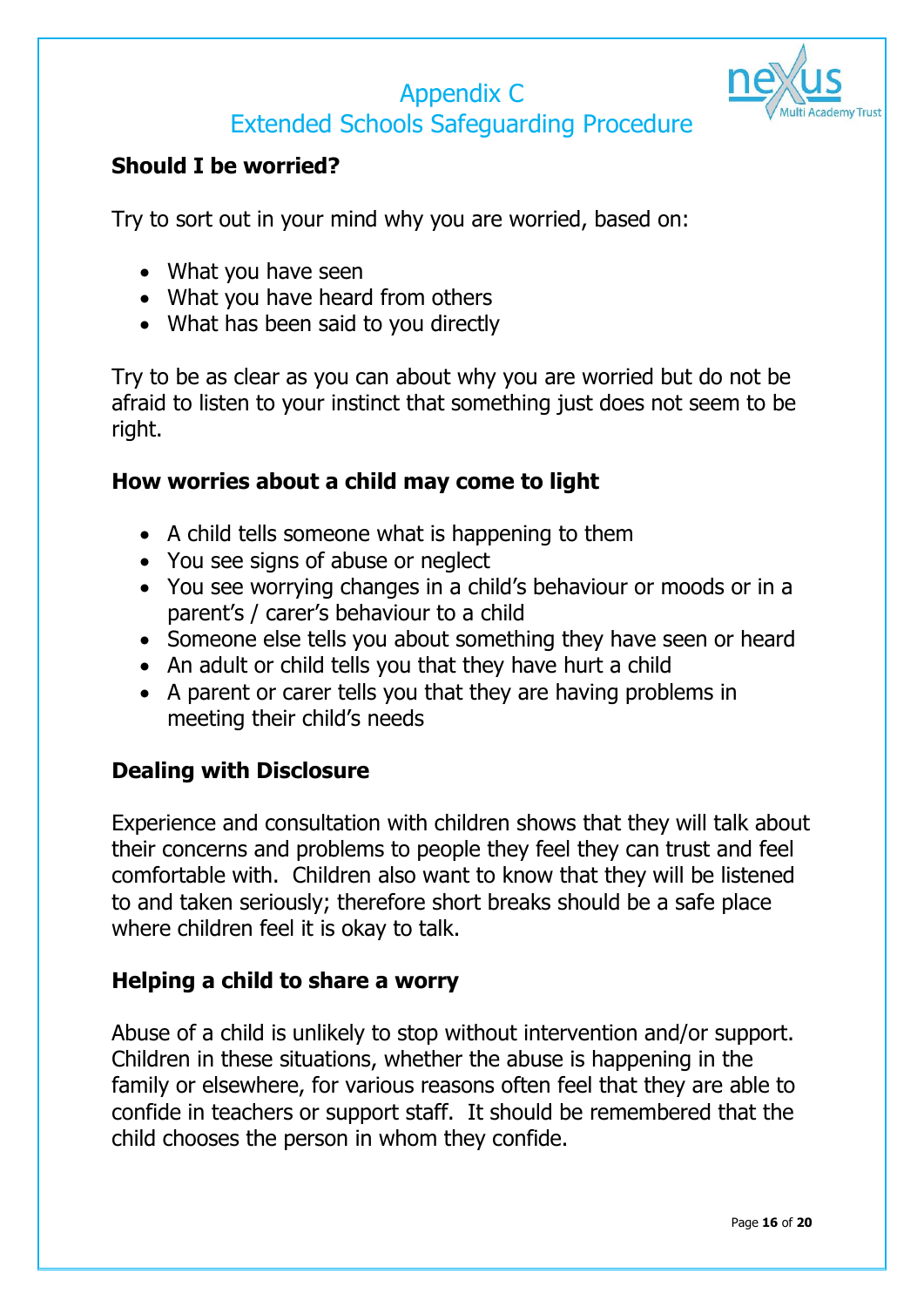# Appendix C
## Extended Schools Safeguarding Procedure

### Should I be worried?

Try to sort out in your mind why you are worried, based on:

- What you have seen
- What you have heard from others
- What has been said to you directly

Try to be as clear as you can about why you are worried but do not be afraid to listen to your instinct that something just does not seem to be right.

### How worries about a child may come to light

- A child tells someone what is happening to them
- You see signs of abuse or neglect
- You see worrying changes in a child's behaviour or moods or in a parent's / carer's behaviour to a child
- Someone else tells you about something they have seen or heard
- An adult or child tells you that they have hurt a child
- A parent or carer tells you that they are having problems in meeting their child's needs

### Dealing with Disclosure

Experience and consultation with children shows that they will talk about their concerns and problems to people they feel they can trust and feel comfortable with. Children also want to know that they will be listened to and taken seriously; therefore short breaks should be a safe place where children feel it is okay to talk.

### Helping a child to share a worry

Abuse of a child is unlikely to stop without intervention and/or support. Children in these situations, whether the abuse is happening in the family or elsewhere, for various reasons often feel that they are able to confide in teachers or support staff. It should be remembered that the child chooses the person in whom they confide.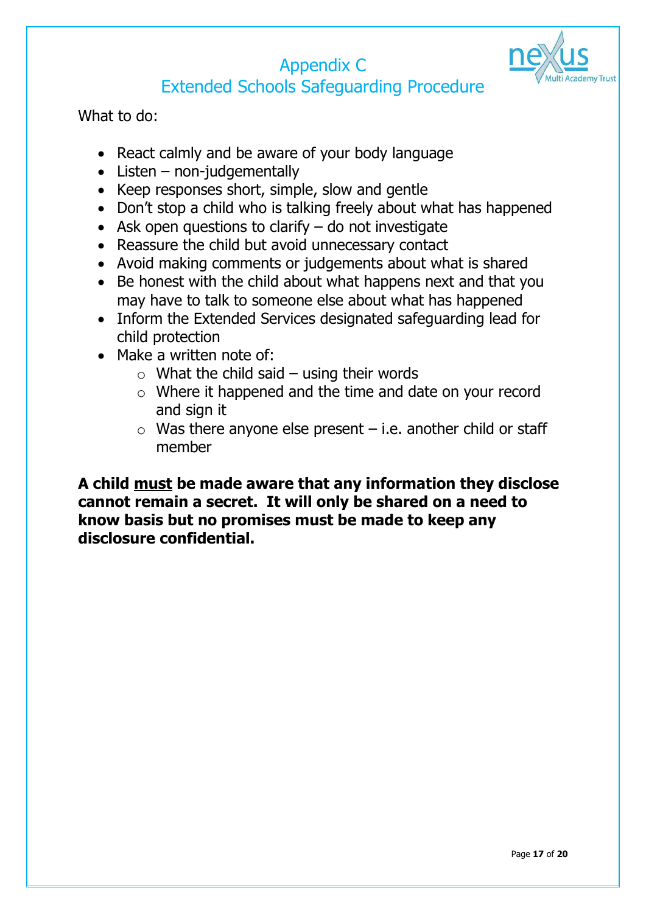# Appendix C
## Extended Schools Safeguarding Procedure

What to do:

- React calmly and be aware of your body language
- Listen – non-judgementally
- Keep responses short, simple, slow and gentle
- Don't stop a child who is talking freely about what has happened
- Ask open questions to clarify – do not investigate
- Reassure the child but avoid unnecessary contact
- Avoid making comments or judgements about what is shared
- Be honest with the child about what happens next and that you may have to talk to someone else about what has happened
- Inform the Extended Services designated safeguarding lead for child protection
- Make a written note of:
    - What the child said – using their words
    - Where it happened and the time and date on your record and sign it
    - Was there anyone else present – i.e. another child or staff member

**A child <u>must</u> be made aware that any information they disclose cannot remain a secret. It will only be shared on a need to know basis but no promises must be made to keep any disclosure confidential.**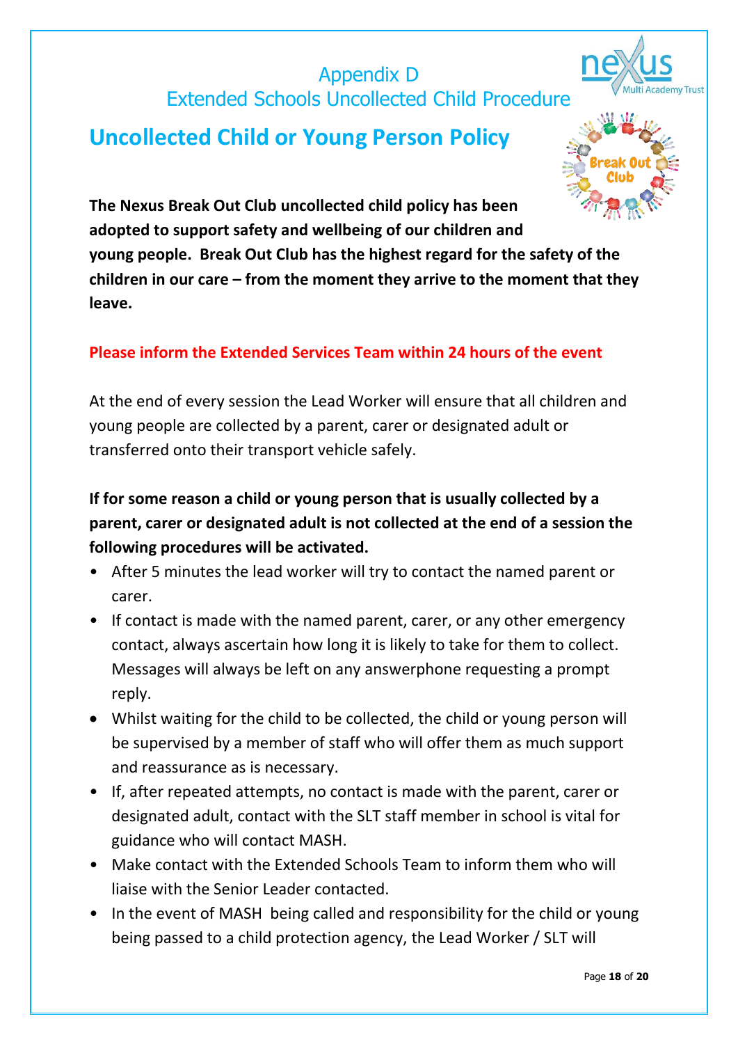# Appendix D
## Extended Schools Uncollected Child Procedure

# Uncollected Child or Young Person Policy

**The Nexus Break Out Club uncollected child policy has been adopted to support safety and wellbeing of our children and young people. Break Out Club has the highest regard for the safety of the children in our care – from the moment they arrive to the moment that they leave.**

**Please inform the Extended Services Team within 24 hours of the event**

At the end of every session the Lead Worker will ensure that all children and young people are collected by a parent, carer or designated adult or transferred onto their transport vehicle safely.

**If for some reason a child or young person that is usually collected by a parent, carer or designated adult is not collected at the end of a session the following procedures will be activated.**

- After 5 minutes the lead worker will try to contact the named parent or carer.
- If contact is made with the named parent, carer, or any other emergency contact, always ascertain how long it is likely to take for them to collect. Messages will always be left on any answerphone requesting a prompt reply.
- Whilst waiting for the child to be collected, the child or young person will be supervised by a member of staff who will offer them as much support and reassurance as is necessary.
- If, after repeated attempts, no contact is made with the parent, carer or designated adult, contact with the SLT staff member in school is vital for guidance who will contact MASH.
- Make contact with the Extended Schools Team to inform them who will liaise with the Senior Leader contacted.
- In the event of MASH being called and responsibility for the child or young being passed to a child protection agency, the Lead Worker / SLT will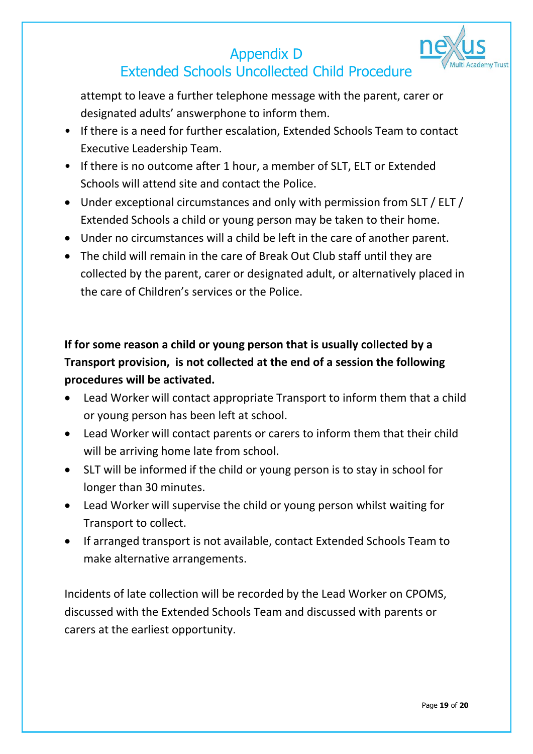attempt to leave a further telephone message with the parent, carer or designated adults' answerphone to inform them.

- If there is a need for further escalation, Extended Schools Team to contact Executive Leadership Team.
- If there is no outcome after 1 hour, a member of SLT, ELT or Extended Schools will attend site and contact the Police.
- Under exceptional circumstances and only with permission from SLT / ELT / Extended Schools a child or young person may be taken to their home.
- Under no circumstances will a child be left in the care of another parent.
- The child will remain in the care of Break Out Club staff until they are collected by the parent, carer or designated adult, or alternatively placed in the care of Children's services or the Police.

**If for some reason a child or young person that is usually collected by a Transport provision, is not collected at the end of a session the following procedures will be activated.**

- Lead Worker will contact appropriate Transport to inform them that a child or young person has been left at school.
- Lead Worker will contact parents or carers to inform them that their child will be arriving home late from school.
- SLT will be informed if the child or young person is to stay in school for longer than 30 minutes.
- Lead Worker will supervise the child or young person whilst waiting for Transport to collect.
- If arranged transport is not available, contact Extended Schools Team to make alternative arrangements.

Incidents of late collection will be recorded by the Lead Worker on CPOMS, discussed with the Extended Schools Team and discussed with parents or carers at the earliest opportunity.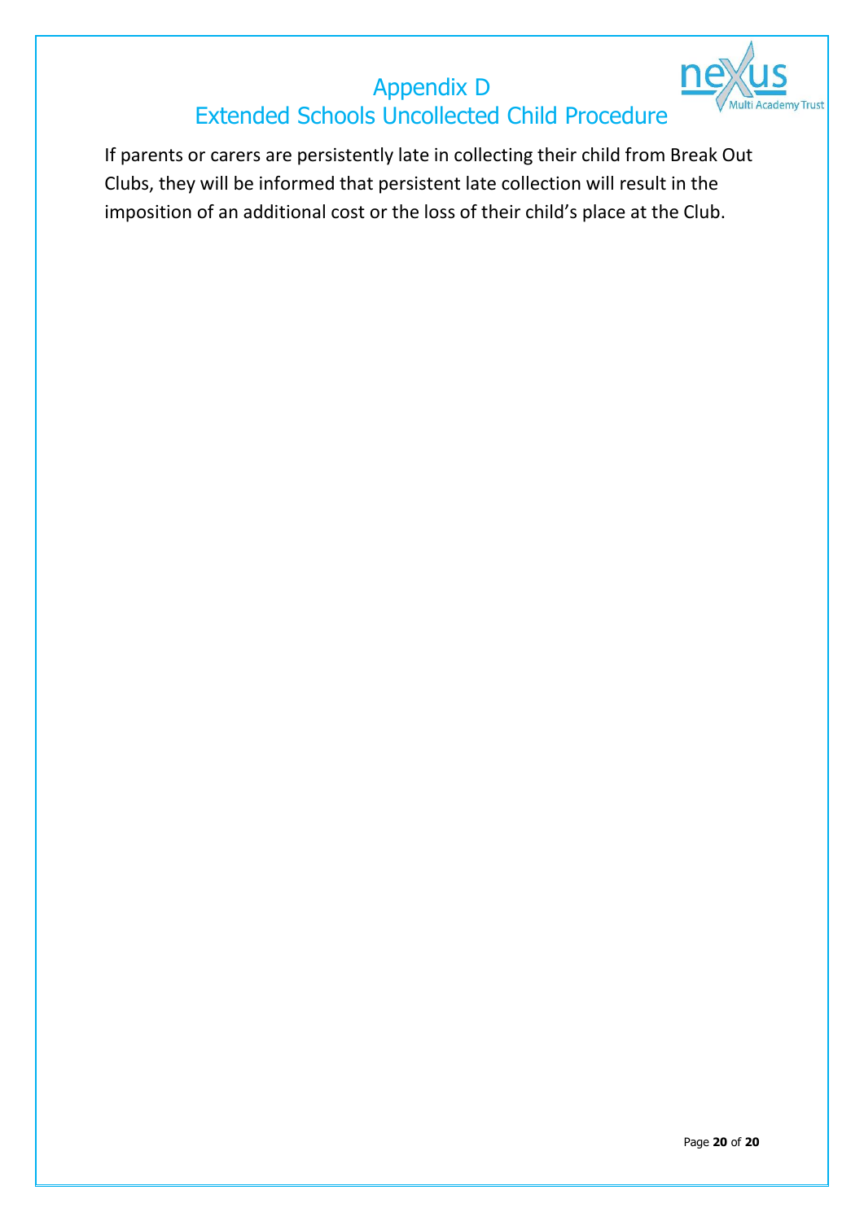# Appendix D
# Extended Schools Uncollected Child Procedure

If parents or carers are persistently late in collecting their child from Break Out Clubs, they will be informed that persistent late collection will result in the imposition of an additional cost or the loss of their child's place at the Club.